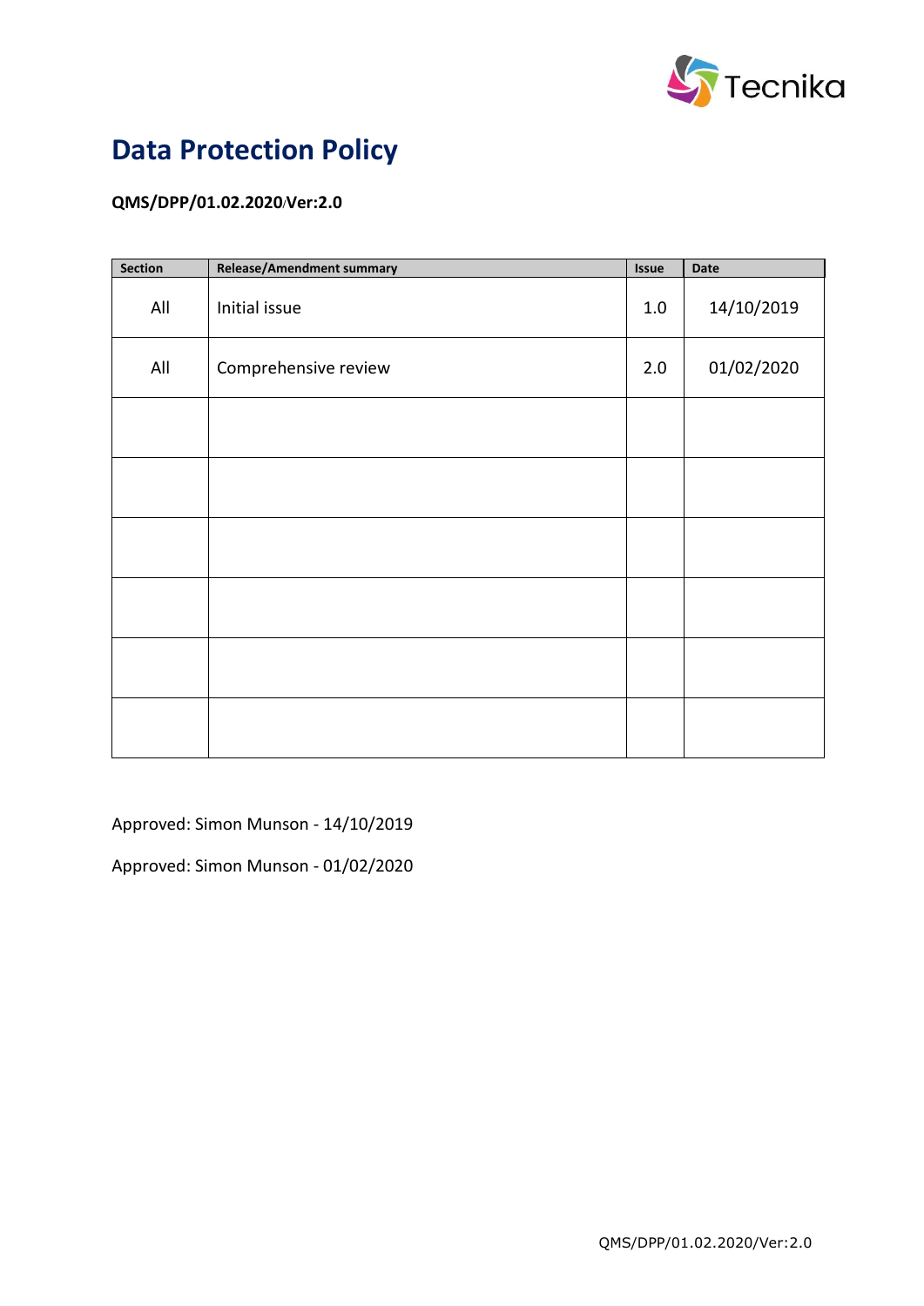# Data Protection Policy

**QMS/DPP/01.02.2020/Ver:2.0**

| Section | Release/Amendment summary | Issue | Date |
| --- | --- | --- | --- |
| All | Initial issue | 1.0 | 14/10/2019 |
| All | Comprehensive review | 2.0 | 01/02/2020 |
| | | | |
| | | | |
| | | | |
| | | | |
| | | | |
| | | | |

Approved: Simon Munson - 14/10/2019

Approved: Simon Munson - 01/02/2020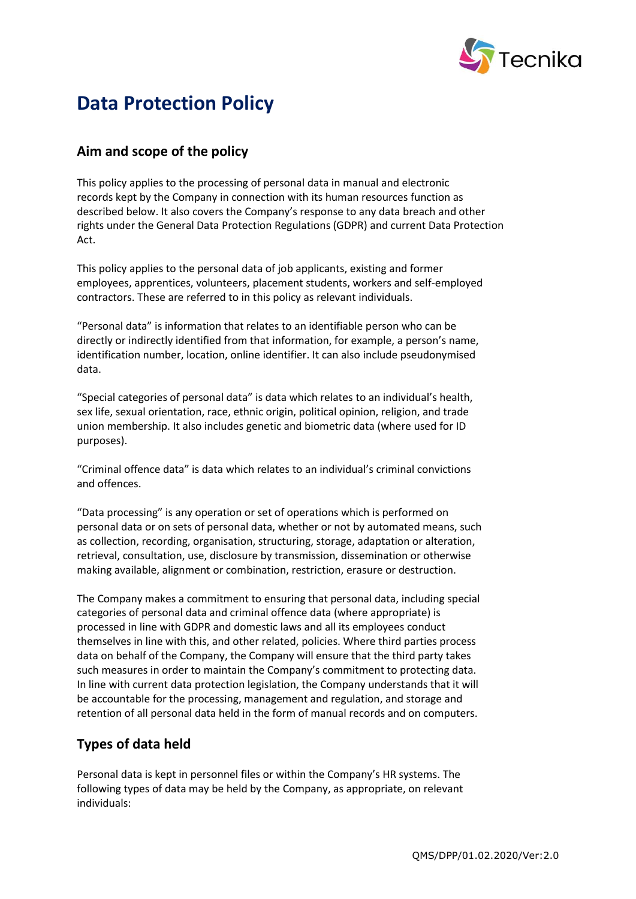# Data Protection Policy

## Aim and scope of the policy

This policy applies to the processing of personal data in manual and electronic records kept by the Company in connection with its human resources function as described below. It also covers the Company's response to any data breach and other rights under the General Data Protection Regulations (GDPR) and current Data Protection Act.

This policy applies to the personal data of job applicants, existing and former employees, apprentices, volunteers, placement students, workers and self-employed contractors. These are referred to in this policy as relevant individuals.

"Personal data" is information that relates to an identifiable person who can be directly or indirectly identified from that information, for example, a person's name, identification number, location, online identifier. It can also include pseudonymised data.

"Special categories of personal data" is data which relates to an individual's health, sex life, sexual orientation, race, ethnic origin, political opinion, religion, and trade union membership. It also includes genetic and biometric data (where used for ID purposes).

"Criminal offence data" is data which relates to an individual's criminal convictions and offences.

"Data processing" is any operation or set of operations which is performed on personal data or on sets of personal data, whether or not by automated means, such as collection, recording, organisation, structuring, storage, adaptation or alteration, retrieval, consultation, use, disclosure by transmission, dissemination or otherwise making available, alignment or combination, restriction, erasure or destruction.

The Company makes a commitment to ensuring that personal data, including special categories of personal data and criminal offence data (where appropriate) is processed in line with GDPR and domestic laws and all its employees conduct themselves in line with this, and other related, policies. Where third parties process data on behalf of the Company, the Company will ensure that the third party takes such measures in order to maintain the Company's commitment to protecting data. In line with current data protection legislation, the Company understands that it will be accountable for the processing, management and regulation, and storage and retention of all personal data held in the form of manual records and on computers.

## Types of data held

Personal data is kept in personnel files or within the Company's HR systems. The following types of data may be held by the Company, as appropriate, on relevant individuals:

QMS/DPP/01.02.2020/Ver:2.0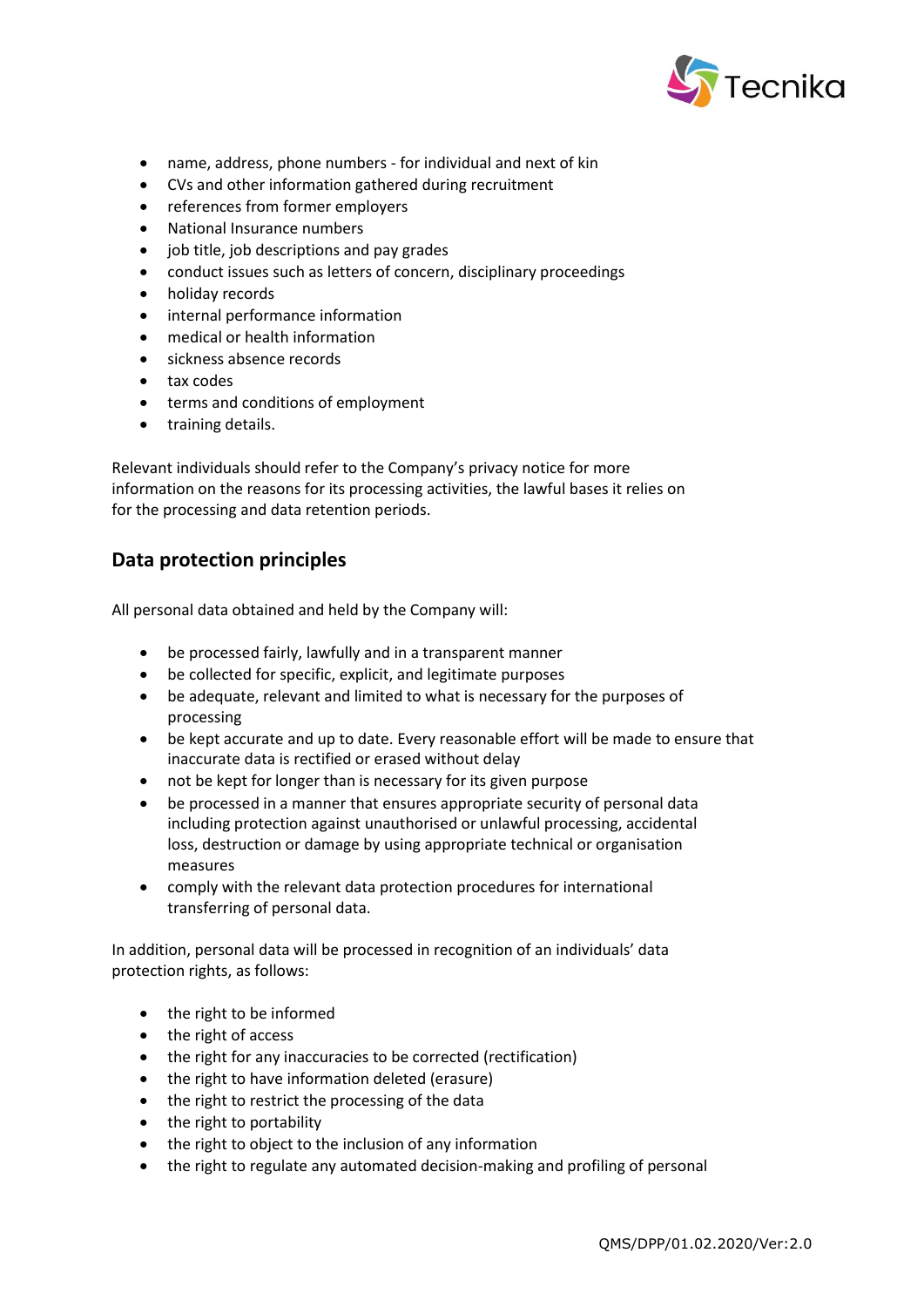- name, address, phone numbers - for individual and next of kin
- CVs and other information gathered during recruitment
- references from former employers
- National Insurance numbers
- job title, job descriptions and pay grades
- conduct issues such as letters of concern, disciplinary proceedings
- holiday records
- internal performance information
- medical or health information
- sickness absence records
- tax codes
- terms and conditions of employment
- training details.

Relevant individuals should refer to the Company's privacy notice for more information on the reasons for its processing activities, the lawful bases it relies on for the processing and data retention periods.

## Data protection principles

All personal data obtained and held by the Company will:

- be processed fairly, lawfully and in a transparent manner
- be collected for specific, explicit, and legitimate purposes
- be adequate, relevant and limited to what is necessary for the purposes of processing
- be kept accurate and up to date. Every reasonable effort will be made to ensure that inaccurate data is rectified or erased without delay
- not be kept for longer than is necessary for its given purpose
- be processed in a manner that ensures appropriate security of personal data including protection against unauthorised or unlawful processing, accidental loss, destruction or damage by using appropriate technical or organisation measures
- comply with the relevant data protection procedures for international transferring of personal data.

In addition, personal data will be processed in recognition of an individuals' data protection rights, as follows:

- the right to be informed
- the right of access
- the right for any inaccuracies to be corrected (rectification)
- the right to have information deleted (erasure)
- the right to restrict the processing of the data
- the right to portability
- the right to object to the inclusion of any information
- the right to regulate any automated decision-making and profiling of personal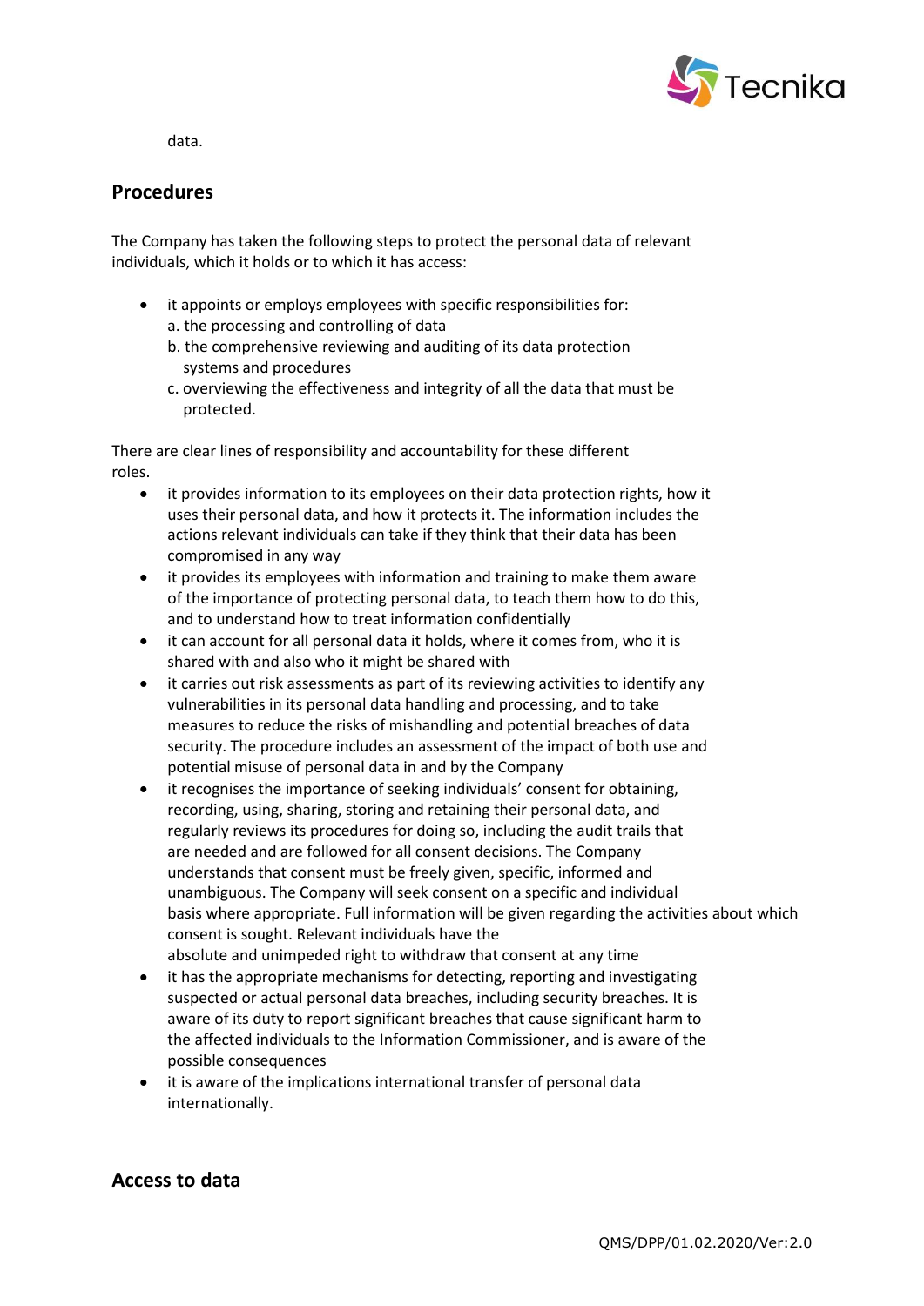data.

## Procedures

The Company has taken the following steps to protect the personal data of relevant individuals, which it holds or to which it has access:

- it appoints or employs employees with specific responsibilities for:
  a. the processing and controlling of data
  b. the comprehensive reviewing and auditing of its data protection systems and procedures
  c. overviewing the effectiveness and integrity of all the data that must be protected.

There are clear lines of responsibility and accountability for these different roles.

- it provides information to its employees on their data protection rights, how it uses their personal data, and how it protects it. The information includes the actions relevant individuals can take if they think that their data has been compromised in any way
- it provides its employees with information and training to make them aware of the importance of protecting personal data, to teach them how to do this, and to understand how to treat information confidentially
- it can account for all personal data it holds, where it comes from, who it is shared with and also who it might be shared with
- it carries out risk assessments as part of its reviewing activities to identify any vulnerabilities in its personal data handling and processing, and to take measures to reduce the risks of mishandling and potential breaches of data security. The procedure includes an assessment of the impact of both use and potential misuse of personal data in and by the Company
- it recognises the importance of seeking individuals' consent for obtaining, recording, using, sharing, storing and retaining their personal data, and regularly reviews its procedures for doing so, including the audit trails that are needed and are followed for all consent decisions. The Company understands that consent must be freely given, specific, informed and unambiguous. The Company will seek consent on a specific and individual basis where appropriate. Full information will be given regarding the activities about which consent is sought. Relevant individuals have the absolute and unimpeded right to withdraw that consent at any time
- it has the appropriate mechanisms for detecting, reporting and investigating suspected or actual personal data breaches, including security breaches. It is aware of its duty to report significant breaches that cause significant harm to the affected individuals to the Information Commissioner, and is aware of the possible consequences
- it is aware of the implications international transfer of personal data internationally.

## Access to data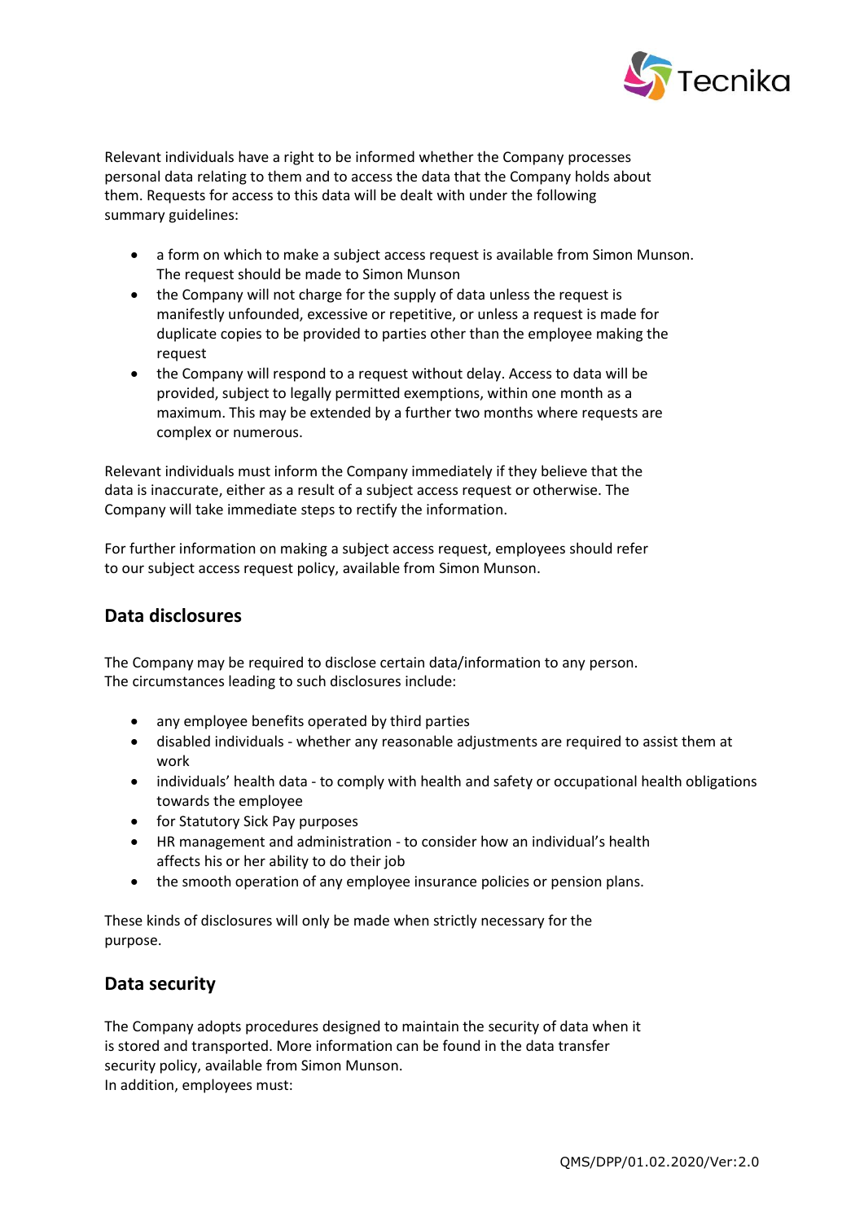Relevant individuals have a right to be informed whether the Company processes personal data relating to them and to access the data that the Company holds about them. Requests for access to this data will be dealt with under the following summary guidelines:

- a form on which to make a subject access request is available from Simon Munson. The request should be made to Simon Munson
- the Company will not charge for the supply of data unless the request is manifestly unfounded, excessive or repetitive, or unless a request is made for duplicate copies to be provided to parties other than the employee making the request
- the Company will respond to a request without delay. Access to data will be provided, subject to legally permitted exemptions, within one month as a maximum. This may be extended by a further two months where requests are complex or numerous.

Relevant individuals must inform the Company immediately if they believe that the data is inaccurate, either as a result of a subject access request or otherwise. The Company will take immediate steps to rectify the information.

For further information on making a subject access request, employees should refer to our subject access request policy, available from Simon Munson.

## Data disclosures

The Company may be required to disclose certain data/information to any person. The circumstances leading to such disclosures include:

- any employee benefits operated by third parties
- disabled individuals - whether any reasonable adjustments are required to assist them at work
- individuals' health data - to comply with health and safety or occupational health obligations towards the employee
- for Statutory Sick Pay purposes
- HR management and administration - to consider how an individual's health affects his or her ability to do their job
- the smooth operation of any employee insurance policies or pension plans.

These kinds of disclosures will only be made when strictly necessary for the purpose.

## Data security

The Company adopts procedures designed to maintain the security of data when it is stored and transported. More information can be found in the data transfer security policy, available from Simon Munson.
In addition, employees must: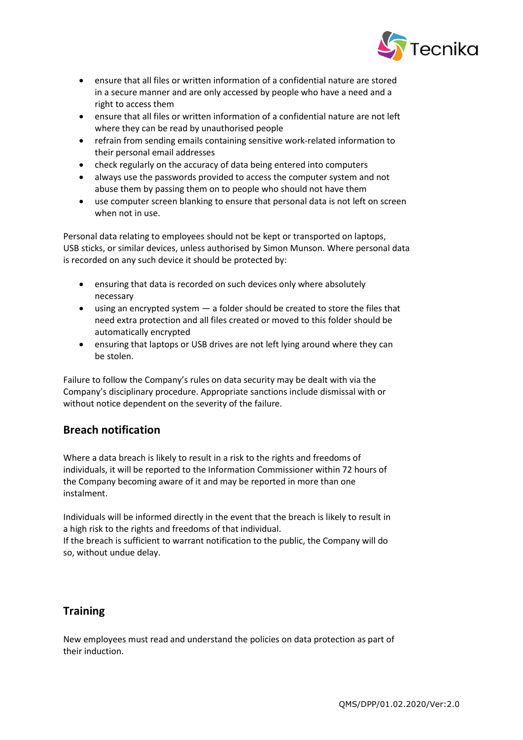- ensure that all files or written information of a confidential nature are stored in a secure manner and are only accessed by people who have a need and a right to access them
- ensure that all files or written information of a confidential nature are not left where they can be read by unauthorised people
- refrain from sending emails containing sensitive work-related information to their personal email addresses
- check regularly on the accuracy of data being entered into computers
- always use the passwords provided to access the computer system and not abuse them by passing them on to people who should not have them
- use computer screen blanking to ensure that personal data is not left on screen when not in use.

Personal data relating to employees should not be kept or transported on laptops, USB sticks, or similar devices, unless authorised by Simon Munson. Where personal data is recorded on any such device it should be protected by:

- ensuring that data is recorded on such devices only where absolutely necessary
- using an encrypted system — a folder should be created to store the files that need extra protection and all files created or moved to this folder should be automatically encrypted
- ensuring that laptops or USB drives are not left lying around where they can be stolen.

Failure to follow the Company's rules on data security may be dealt with via the Company's disciplinary procedure. Appropriate sanctions include dismissal with or without notice dependent on the severity of the failure.

## Breach notification

Where a data breach is likely to result in a risk to the rights and freedoms of individuals, it will be reported to the Information Commissioner within 72 hours of the Company becoming aware of it and may be reported in more than one instalment.

Individuals will be informed directly in the event that the breach is likely to result in a high risk to the rights and freedoms of that individual.
If the breach is sufficient to warrant notification to the public, the Company will do so, without undue delay.

## Training

New employees must read and understand the policies on data protection as part of their induction.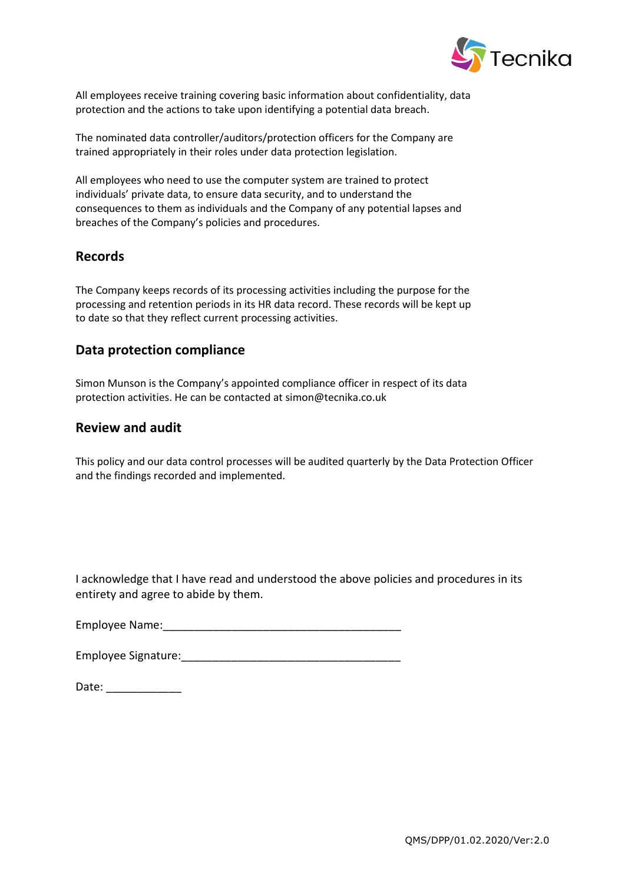All employees receive training covering basic information about confidentiality, data protection and the actions to take upon identifying a potential data breach.

The nominated data controller/auditors/protection officers for the Company are trained appropriately in their roles under data protection legislation.

All employees who need to use the computer system are trained to protect individuals' private data, to ensure data security, and to understand the consequences to them as individuals and the Company of any potential lapses and breaches of the Company's policies and procedures.

## Records

The Company keeps records of its processing activities including the purpose for the processing and retention periods in its HR data record. These records will be kept up to date so that they reflect current processing activities.

## Data protection compliance

Simon Munson is the Company's appointed compliance officer in respect of its data protection activities. He can be contacted at simon@tecnika.co.uk

## Review and audit

This policy and our data control processes will be audited quarterly by the Data Protection Officer and the findings recorded and implemented.

I acknowledge that I have read and understood the above policies and procedures in its entirety and agree to abide by them.

Employee Name:_______________________________________

Employee Signature:___________________________________

Date: ____________

QMS/DPP/01.02.2020/Ver:2.0